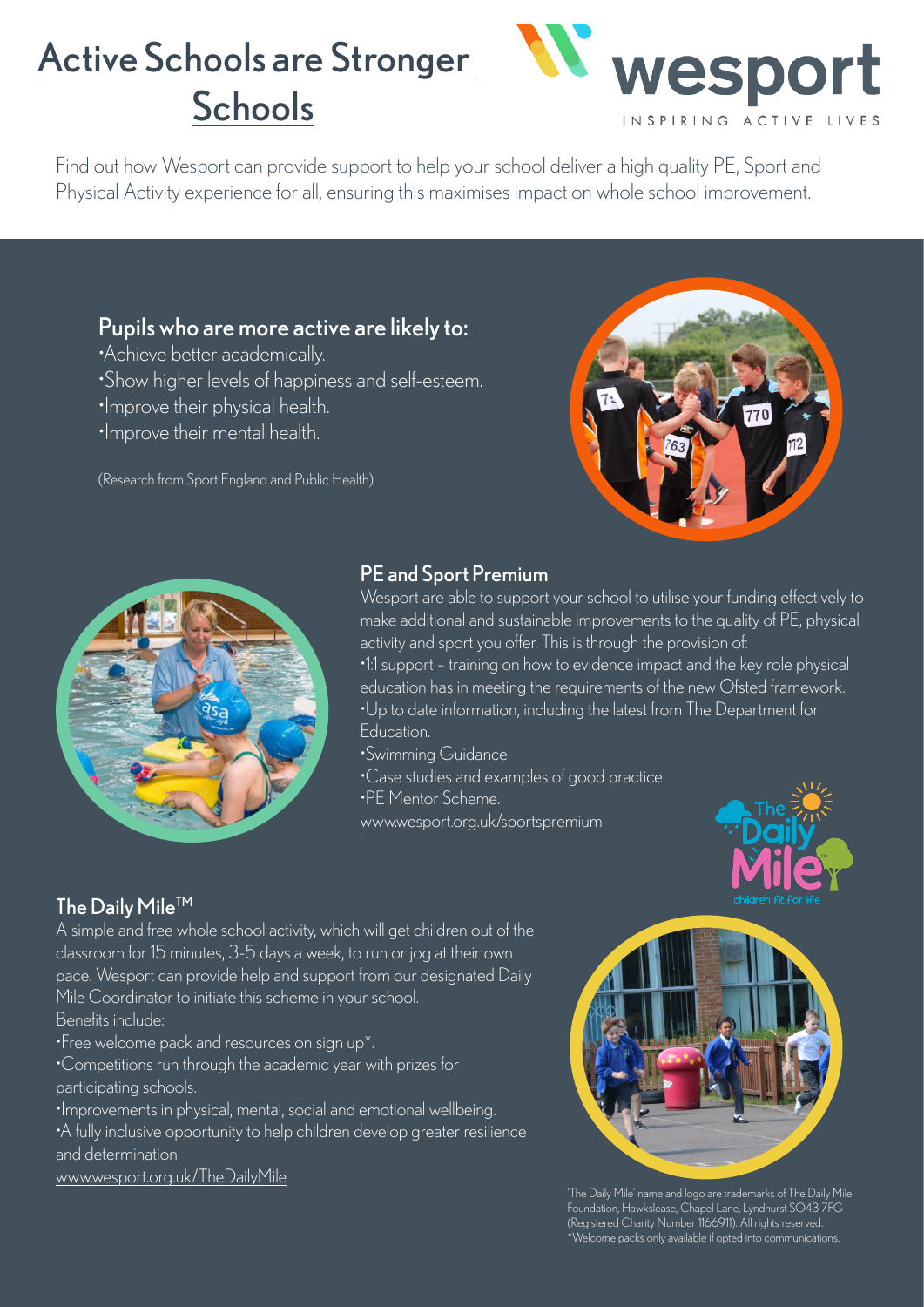# Active Schools are Stronger Schools

wesport
INSPIRING ACTIVE LIVES

Find out how Wesport can provide support to help your school deliver a high quality PE, Sport and Physical Activity experience for all, ensuring this maximises impact on whole school improvement.

## Pupils who are more active are likely to:

- Achieve better academically.
- Show higher levels of happiness and self-esteem.
- Improve their physical health.
- Improve their mental health.

(Research from Sport England and Public Health)

## PE and Sport Premium

Wesport are able to support your school to utilise your funding effectively to make additional and sustainable improvements to the quality of PE, physical activity and sport you offer. This is through the provision of:

- 1:1 support – training on how to evidence impact and the key role physical education has in meeting the requirements of the new Ofsted framework.
- Up to date information, including the latest from The Department for Education.
- Swimming Guidance.
- Case studies and examples of good practice.
- PE Mentor Scheme.

www.wesport.org.uk/sportspremium

## The Daily Mile™

A simple and free whole school activity, which will get children out of the classroom for 15 minutes, 3-5 days a week, to run or jog at their own pace. Wesport can provide help and support from our designated Daily Mile Coordinator to initiate this scheme in your school.

Benefits include:

- Free welcome pack and resources on sign up*.
- Competitions run through the academic year with prizes for participating schools.
- Improvements in physical, mental, social and emotional wellbeing.
- A fully inclusive opportunity to help children develop greater resilience and determination.

www.wesport.org.uk/TheDailyMile

The Daily Mile children fit for life

'The Daily Mile' name and logo are trademarks of The Daily Mile Foundation, Hawkslease, Chapel Lane, Lyndhurst SO43 7FG (Registered Charity Number 1166911). All rights reserved.
*Welcome packs only available if opted into communications.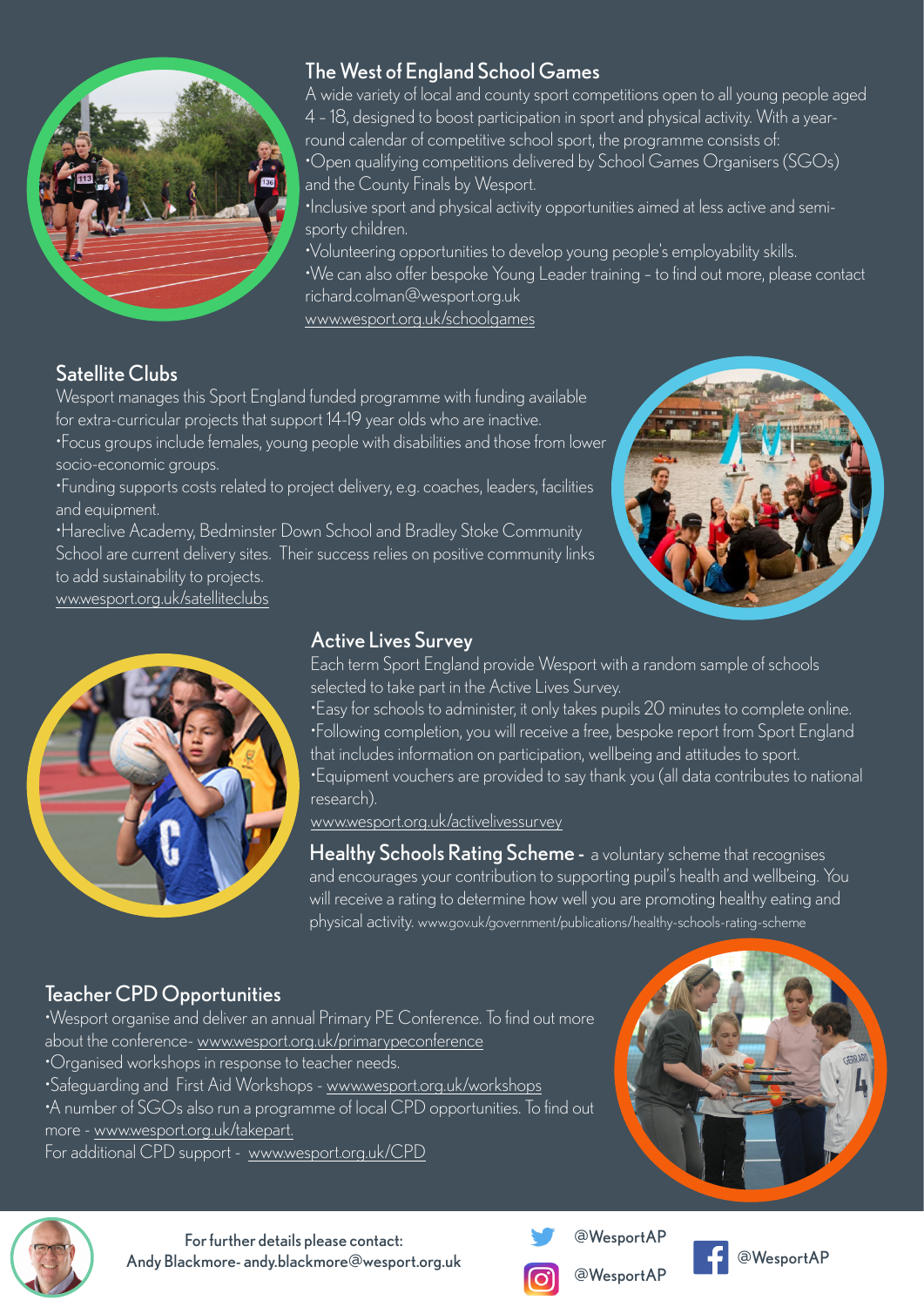## The West of England School Games

A wide variety of local and county sport competitions open to all young people aged 4 – 18, designed to boost participation in sport and physical activity. With a year-round calendar of competitive school sport, the programme consists of:

- Open qualifying competitions delivered by School Games Organisers (SGOs) and the County Finals by Wesport.
- Inclusive sport and physical activity opportunities aimed at less active and semi-sporty children.
- Volunteering opportunities to develop young people's employability skills.
- We can also offer bespoke Young Leader training – to find out more, please contact richard.colman@wesport.org.uk

www.wesport.org.uk/schoolgames

## Satellite Clubs

Wesport manages this Sport England funded programme with funding available for extra-curricular projects that support 14-19 year olds who are inactive.

- Focus groups include females, young people with disabilities and those from lower socio-economic groups.
- Funding supports costs related to project delivery, e.g. coaches, leaders, facilities and equipment.
- Hareclive Academy, Bedminster Down School and Bradley Stoke Community School are current delivery sites. Their success relies on positive community links to add sustainability to projects.

www.wesport.org.uk/satelliteclubs

## Active Lives Survey

Each term Sport England provide Wesport with a random sample of schools selected to take part in the Active Lives Survey.

- Easy for schools to administer, it only takes pupils 20 minutes to complete online.
- Following completion, you will receive a free, bespoke report from Sport England that includes information on participation, wellbeing and attitudes to sport.
- Equipment vouchers are provided to say thank you (all data contributes to national research).

www.wesport.org.uk/activelivessurvey

**Healthy Schools Rating Scheme -** a voluntary scheme that recognises and encourages your contribution to supporting pupil's health and wellbeing. You will receive a rating to determine how well you are promoting healthy eating and physical activity. www.gov.uk/government/publications/healthy-schools-rating-scheme

## Teacher CPD Opportunities

- Wesport organise and deliver an annual Primary PE Conference. To find out more about the conference- www.wesport.org.uk/primarypeconference
- Organised workshops in response to teacher needs.
- Safeguarding and First Aid Workshops - www.wesport.org.uk/workshops
- A number of SGOs also run a programme of local CPD opportunities. To find out more - www.wesport.org.uk/takepart.

For additional CPD support - www.wesport.org.uk/CPD

For further details please contact:
Andy Blackmore- andy.blackmore@wesport.org.uk

@WesportAP

@WesportAP

@WesportAP